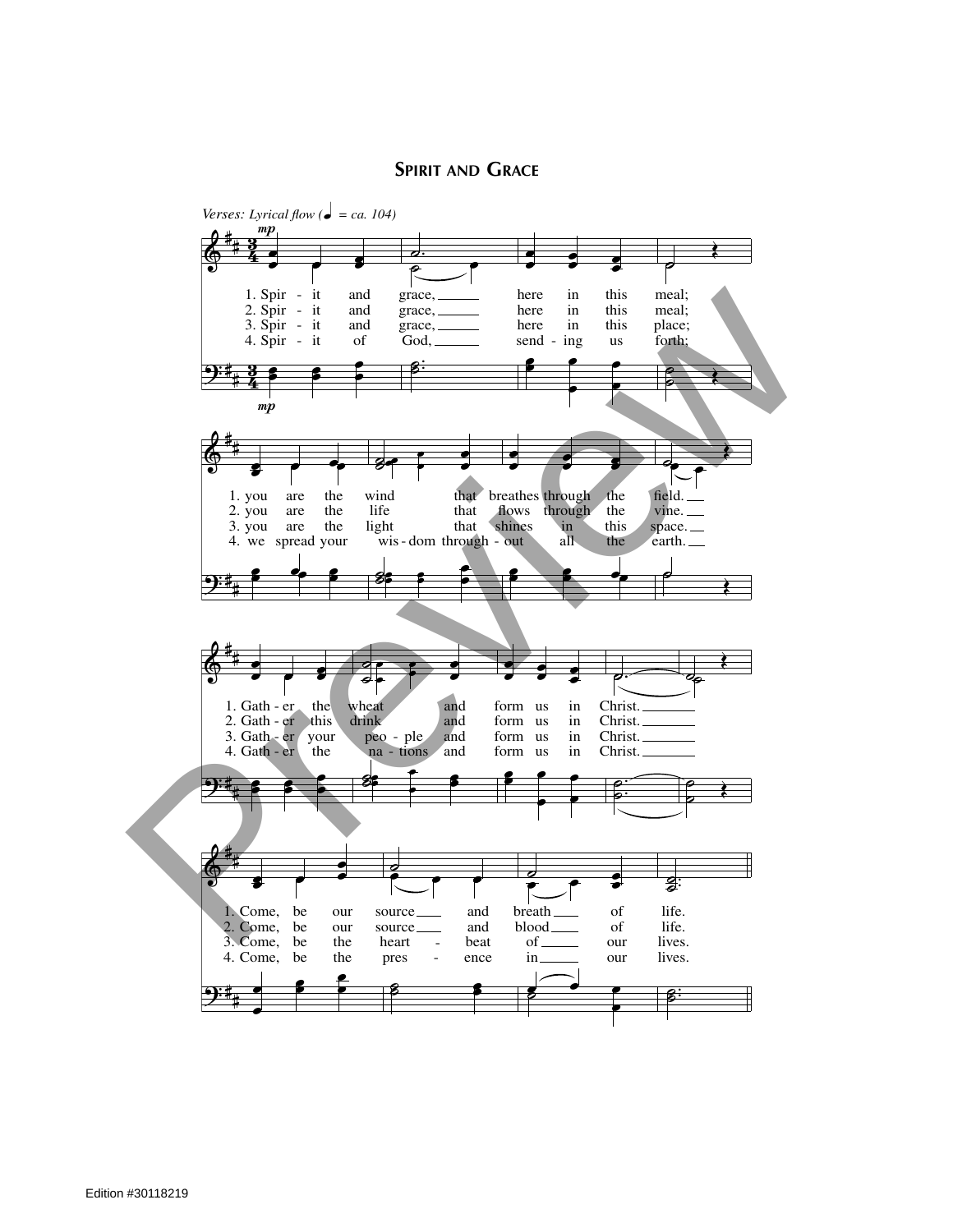# Spirit and Grace

*Verses: Lyrical flow (♩ = ca. 104)*

*mp*

1. Spir - it and grace, ___ here in this meal;
2. Spir - it and grace, ___ here in this meal;
3. Spir - it and grace, ___ here in this place;
4. Spir - it of God, ___ send - ing us forth;

1. you are the wind that breathes through the field. ___
2. you are the life that flows through the vine. ___
3. you are the light that shines in this space. ___
4. we spread your wis - dom through - out all the earth. ___

1. Gath - er the wheat and form us in Christ. ___
2. Gath - er this drink and form us in Christ. ___
3. Gath - er your peo - ple and form us in Christ. ___
4. Gath - er the na - tions and form us in Christ. ___

1. Come, be our source ___ and breath ___ of life.
2. Come, be our source ___ and blood ___ of life.
3. Come, be the heart - beat of ___ our lives.
4. Come, be the pres - ence in ___ our lives.

Edition #30118219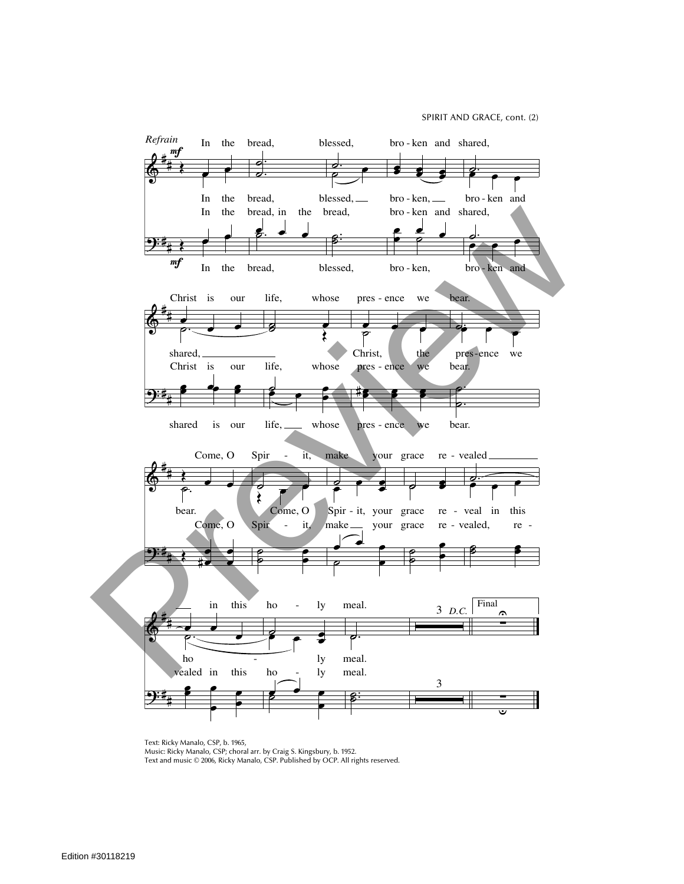Text: Ricky Manalo, CSP, b. 1965,
Music: Ricky Manalo, CSP; choral arr. by Craig S. Kingsbury, b. 1952.
Text and music © 2006, Ricky Manalo, CSP. Published by OCP. All rights reserved.

Edition #30118219